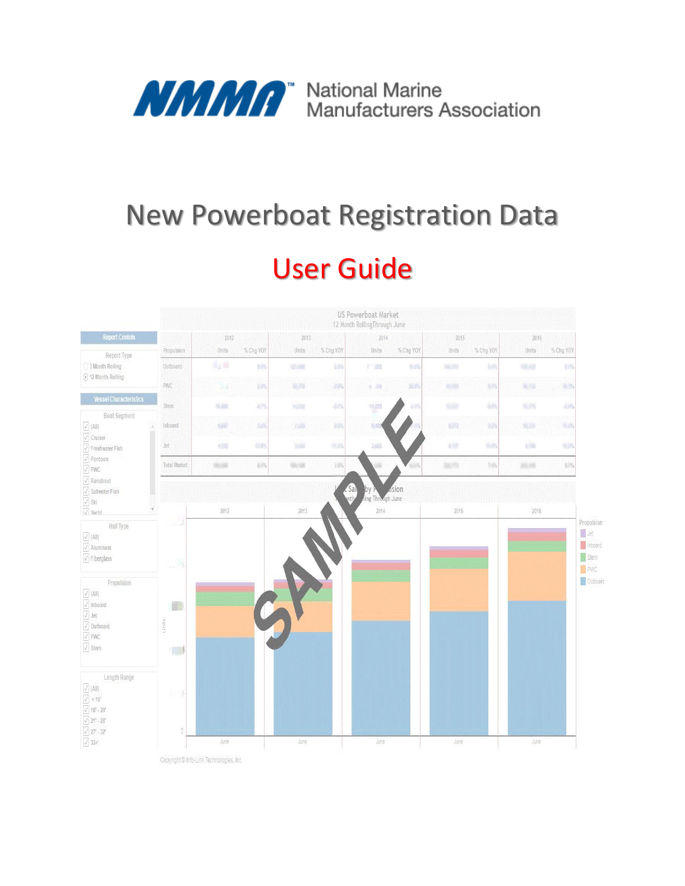NMMA™ National Marine Manufacturers Association

# New Powerboat Registration Data

## User Guide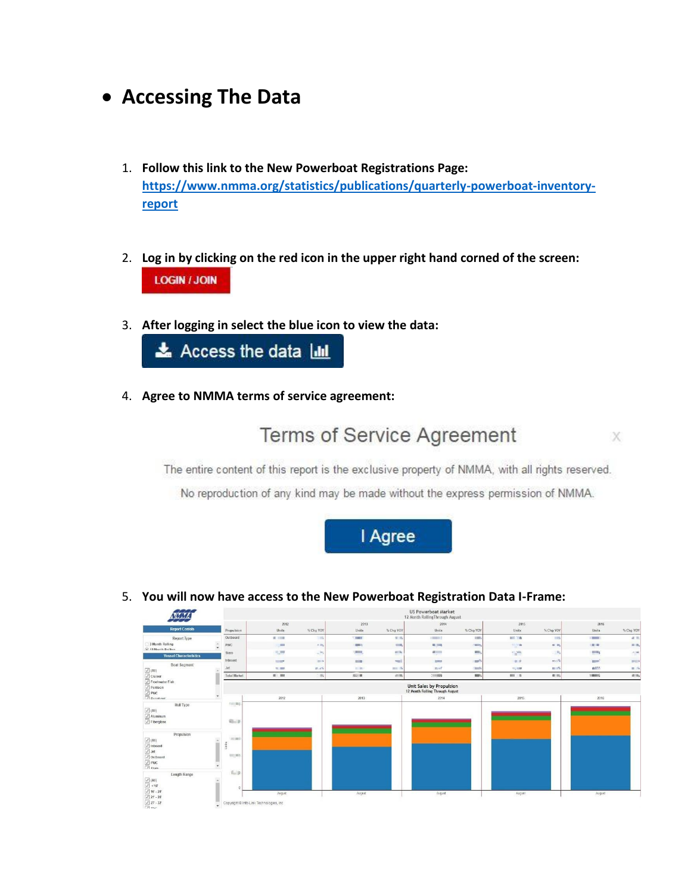- **Accessing The Data**

1. **Follow this link to the New Powerboat Registrations Page:** [https://www.nmma.org/statistics/publications/quarterly-powerboat-inventory-report](https://www.nmma.org/statistics/publications/quarterly-powerboat-inventory-report)

2. **Log in by clicking on the red icon in the upper right hand corned of the screen:**

   LOGIN / JOIN

3. **After logging in select the blue icon to view the data:**

   Access the data

4. **Agree to NMMA terms of service agreement:**

   Terms of Service Agreement

   The entire content of this report is the exclusive property of NMMA, with all rights reserved.

   No reproduction of any kind may be made without the express permission of NMMA.

   I Agree

5. **You will now have access to the New Powerboat Registration Data I-Frame:**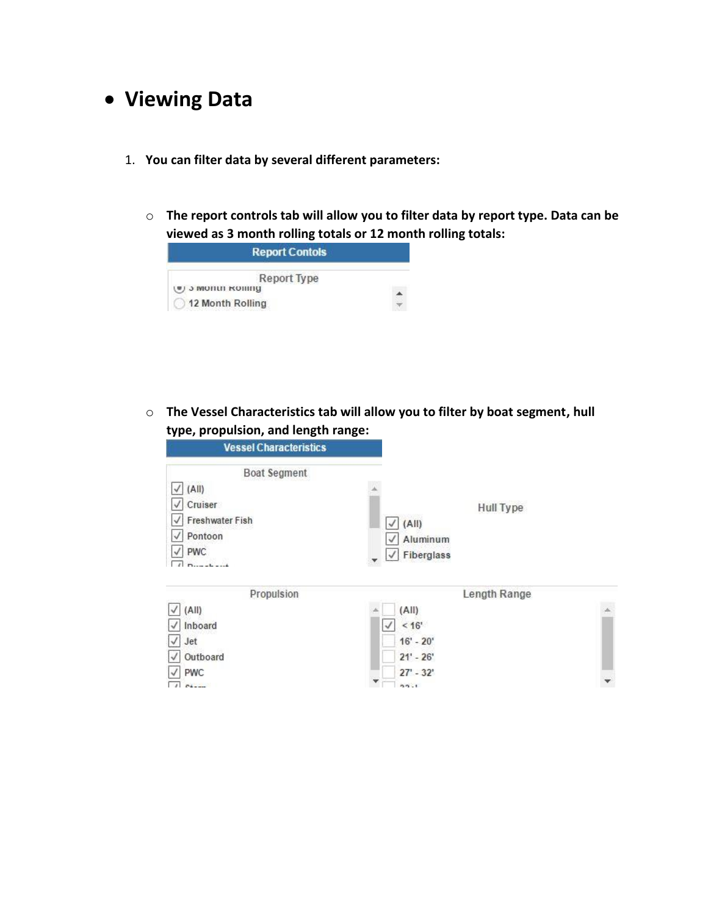- **Viewing Data**

1. **You can filter data by several different parameters:**

   - **The report controls tab will allow you to filter data by report type. Data can be viewed as 3 month rolling totals or 12 month rolling totals:**

   - **The Vessel Characteristics tab will allow you to filter by boat segment, hull type, propulsion, and length range:**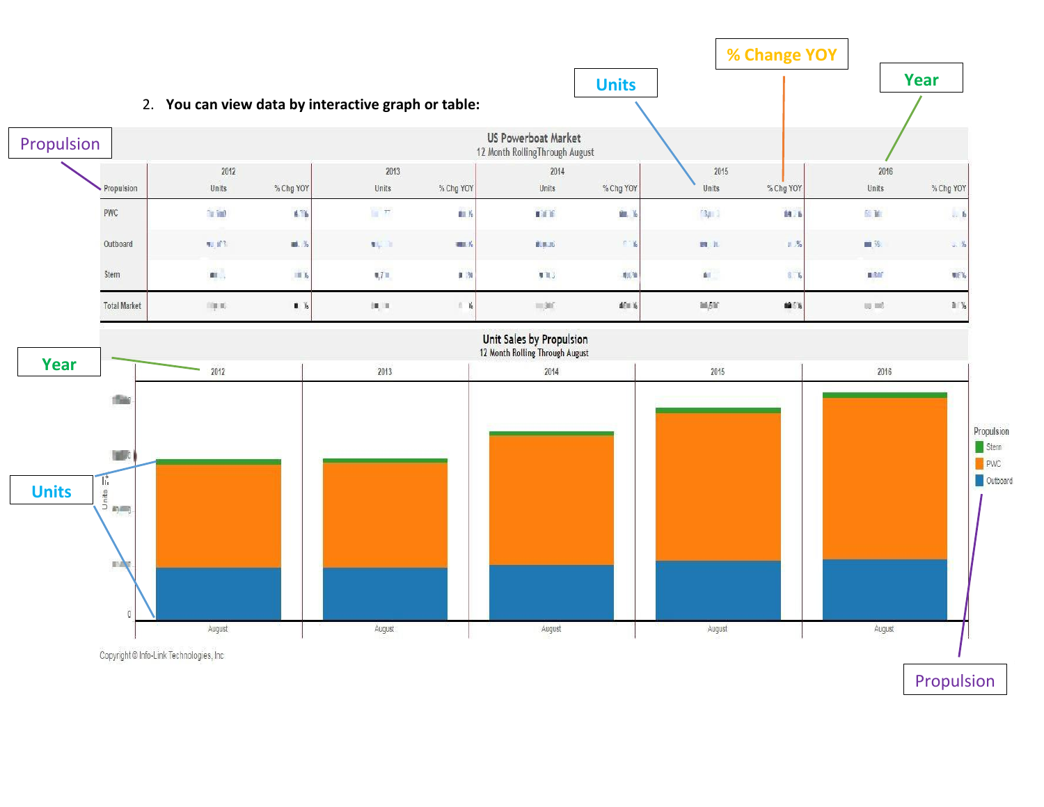2. **You can view data by interactive graph or table:**

Propulsion

Units

% Change YOY

Year

**US Powerboat Market**
12 Month Rolling Through August

| | 2012 | | 2013 | | 2014 | | 2015 | | 2016 | |
|---|---|---|---|---|---|---|---|---|---|---|
| Propulsion | Units | % Chg YOY | Units | % Chg YOY | Units | % Chg YOY | Units | % Chg YOY | Units | % Chg YOY |
| PWC | | | | | | | | | | |
| Outboard | | | | | | | | | | |
| Stern | | | | | | | | | | |
| Total Market | | | | | | | | | | |

**Unit Sales by Propulsion**
12 Month Rolling Through August

Year

Units

Propulsion: Stern, PWC, Outboard

2012, 2013, 2014, 2015, 2016 — August

Propulsion

Copyright © Info-Link Technologies, Inc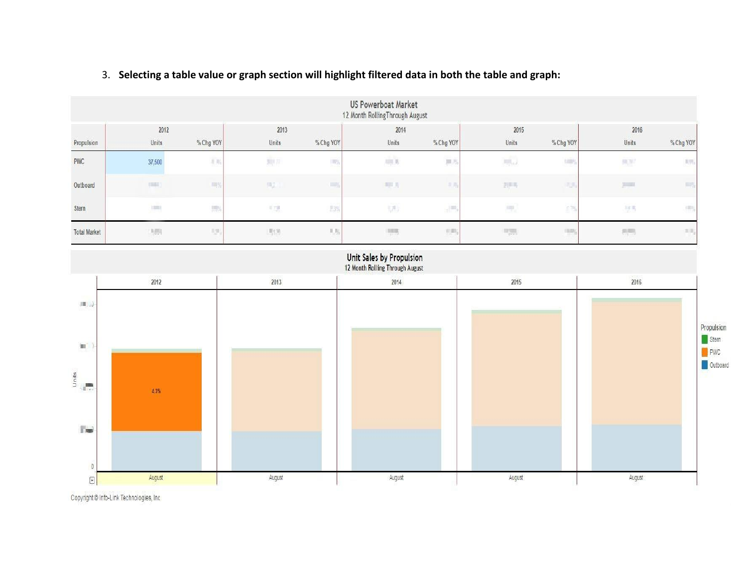3. **Selecting a table value or graph section will highlight filtered data in both the table and graph:**

US Powerboat Market
12 Month Rolling Through August

| | 2012 | | 2013 | | 2014 | | 2015 | | 2016 | |
|---|---|---|---|---|---|---|---|---|---|---|
| Propulsion | Units | % Chg YOY | Units | % Chg YOY | Units | % Chg YOY | Units | % Chg YOY | Units | % Chg YOY |
| PWC | 37,500 | | | | | | | | | |
| Outboard | | | | | | | | | | |
| Stern | | | | | | | | | | |
| Total Market | | | | | | | | | | |

Unit Sales by Propulsion
12 Month Rolling Through August

| | 2012 | 2013 | 2014 | 2015 | 2016 |
|---|---|---|---|---|---|
| | August | August | August | August | August |

Units

4.3%

Propulsion: Stern, PWC, Outboard

Copyright © Info-Link Technologies, Inc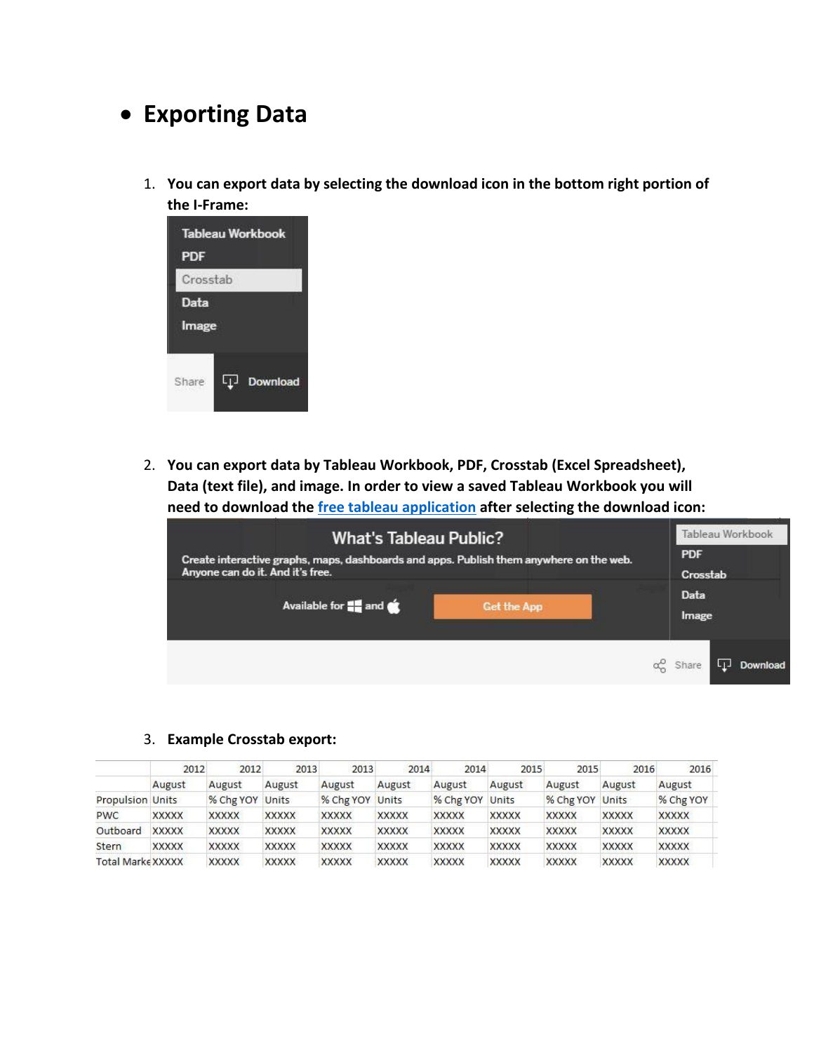- **Exporting Data**

1. **You can export data by selecting the download icon in the bottom right portion of the I-Frame:**

2. **You can export data by Tableau Workbook, PDF, Crosstab (Excel Spreadsheet), Data (text file), and image. In order to view a saved Tableau Workbook you will need to download the [free tableau application](#) after selecting the download icon:**

3. **Example Crosstab export:**

| | 2012 | 2012 | 2013 | 2013 | 2014 | 2014 | 2015 | 2015 | 2016 | 2016 |
|---|---|---|---|---|---|---|---|---|---|---|
| | August | August | August | August | August | August | August | August | August | August |
| Propulsion | Units | % Chg YOY | Units | % Chg YOY | Units | % Chg YOY | Units | % Chg YOY | Units | % Chg YOY |
| PWC | XXXXX | XXXXX | XXXXX | XXXXX | XXXXX | XXXXX | XXXXX | XXXXX | XXXXX | XXXXX |
| Outboard | XXXXX | XXXXX | XXXXX | XXXXX | XXXXX | XXXXX | XXXXX | XXXXX | XXXXX | XXXXX |
| Stern | XXXXX | XXXXX | XXXXX | XXXXX | XXXXX | XXXXX | XXXXX | XXXXX | XXXXX | XXXXX |
| Total Marke | XXXXX | XXXXX | XXXXX | XXXXX | XXXXX | XXXXX | XXXXX | XXXXX | XXXXX | XXXXX |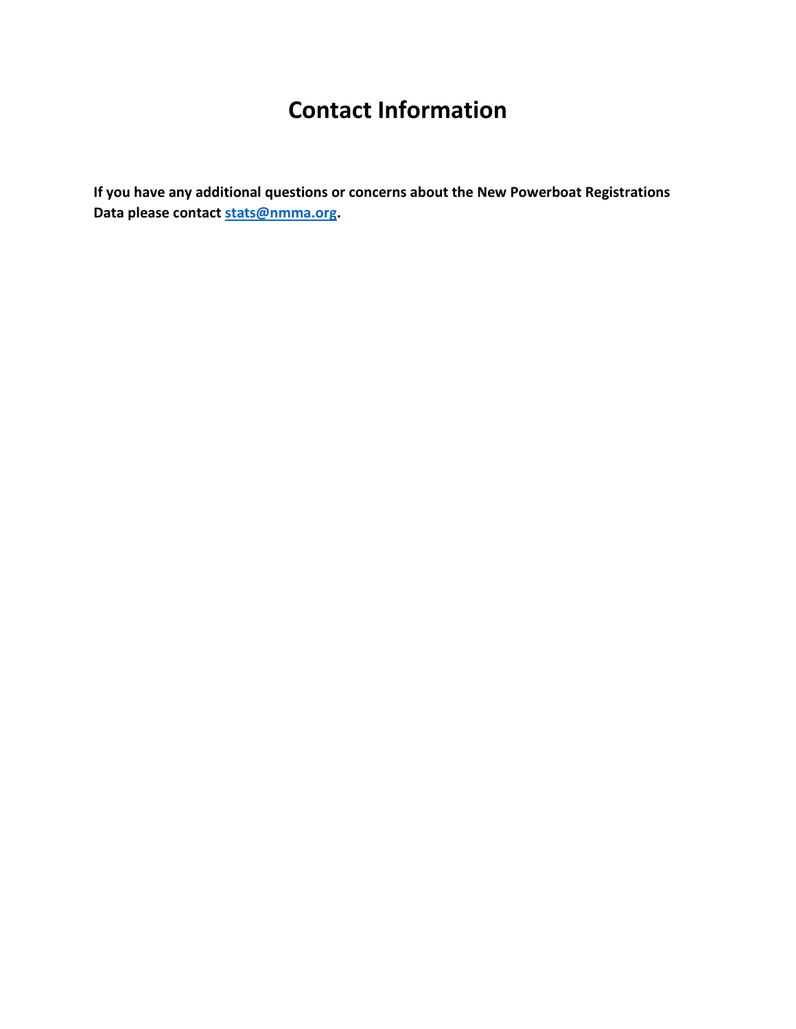# Contact Information

**If you have any additional questions or concerns about the New Powerboat Registrations Data please contact [stats@nmma.org](mailto:stats@nmma.org).**